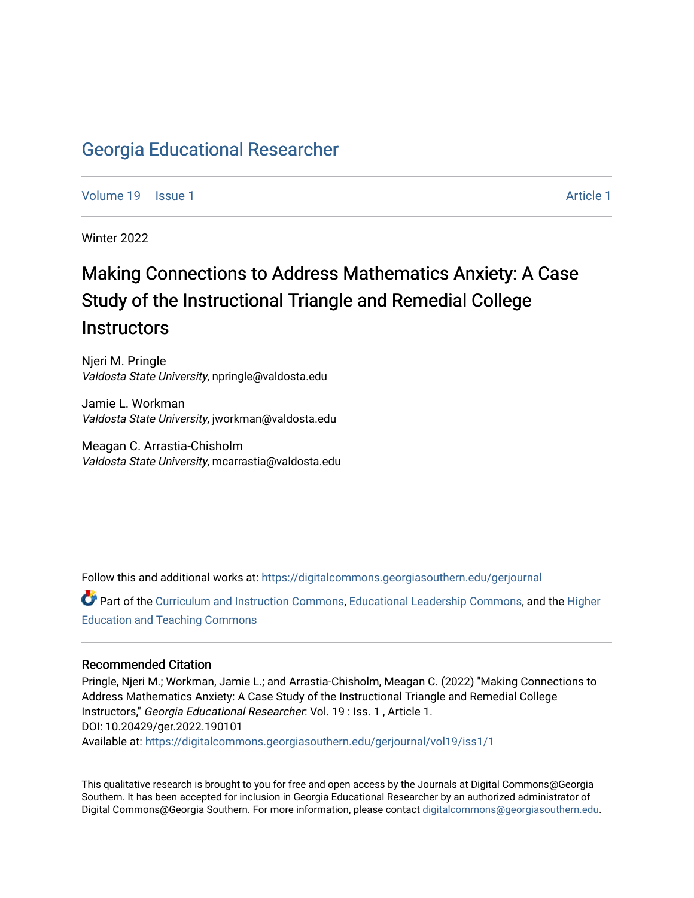# Georgia Educational Researcher

Volume 19 | Issue 1 | Article 1

Winter 2022

## Making Connections to Address Mathematics Anxiety: A Case Study of the Instructional Triangle and Remedial College Instructors

Njeri M. Pringle
*Valdosta State University*, npringle@valdosta.edu

Jamie L. Workman
*Valdosta State University*, jworkman@valdosta.edu

Meagan C. Arrastia-Chisholm
*Valdosta State University*, mcarrastia@valdosta.edu

Follow this and additional works at: https://digitalcommons.georgiasouthern.edu/gerjournal

Part of the Curriculum and Instruction Commons, Educational Leadership Commons, and the Higher Education and Teaching Commons

### Recommended Citation

Pringle, Njeri M.; Workman, Jamie L.; and Arrastia-Chisholm, Meagan C. (2022) "Making Connections to Address Mathematics Anxiety: A Case Study of the Instructional Triangle and Remedial College Instructors," *Georgia Educational Researcher*: Vol. 19 : Iss. 1 , Article 1.
DOI: 10.20429/ger.2022.190101
Available at: https://digitalcommons.georgiasouthern.edu/gerjournal/vol19/iss1/1

This qualitative research is brought to you for free and open access by the Journals at Digital Commons@Georgia Southern. It has been accepted for inclusion in Georgia Educational Researcher by an authorized administrator of Digital Commons@Georgia Southern. For more information, please contact digitalcommons@georgiasouthern.edu.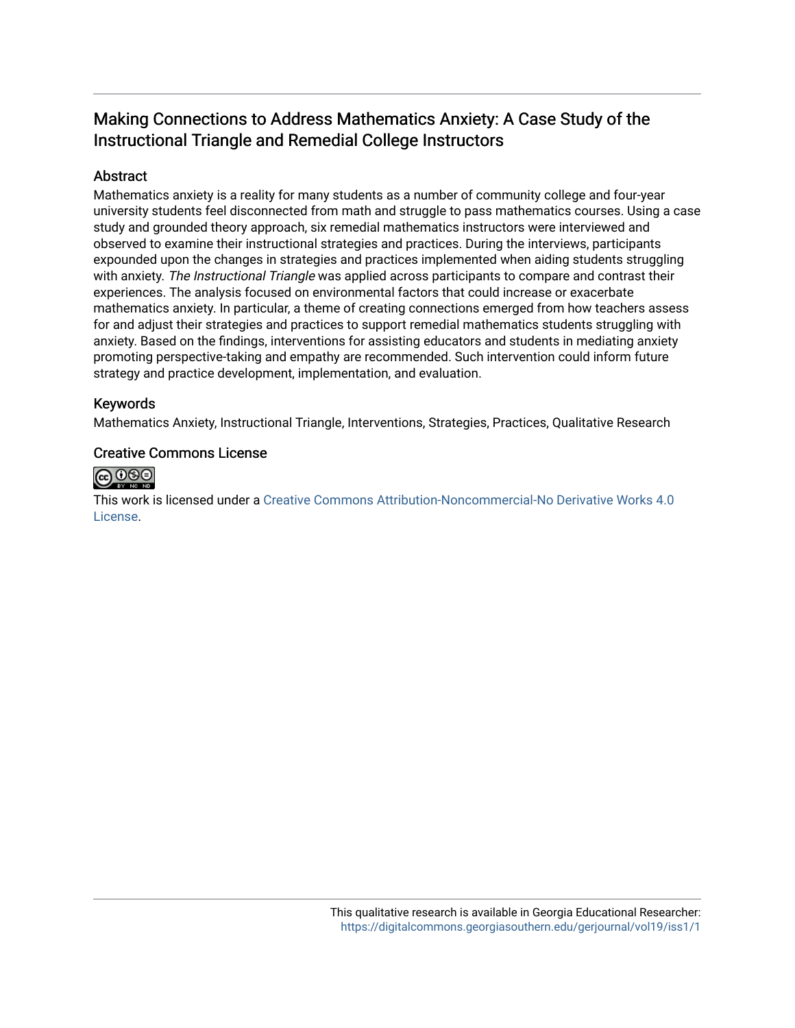# Making Connections to Address Mathematics Anxiety: A Case Study of the Instructional Triangle and Remedial College Instructors

## Abstract

Mathematics anxiety is a reality for many students as a number of community college and four-year university students feel disconnected from math and struggle to pass mathematics courses. Using a case study and grounded theory approach, six remedial mathematics instructors were interviewed and observed to examine their instructional strategies and practices. During the interviews, participants expounded upon the changes in strategies and practices implemented when aiding students struggling with anxiety. *The Instructional Triangle* was applied across participants to compare and contrast their experiences. The analysis focused on environmental factors that could increase or exacerbate mathematics anxiety. In particular, a theme of creating connections emerged from how teachers assess for and adjust their strategies and practices to support remedial mathematics students struggling with anxiety. Based on the findings, interventions for assisting educators and students in mediating anxiety promoting perspective-taking and empathy are recommended. Such intervention could inform future strategy and practice development, implementation, and evaluation.

## Keywords

Mathematics Anxiety, Instructional Triangle, Interventions, Strategies, Practices, Qualitative Research

## Creative Commons License

This work is licensed under a Creative Commons Attribution-Noncommercial-No Derivative Works 4.0 License.

This qualitative research is available in Georgia Educational Researcher: https://digitalcommons.georgiasouthern.edu/gerjournal/vol19/iss1/1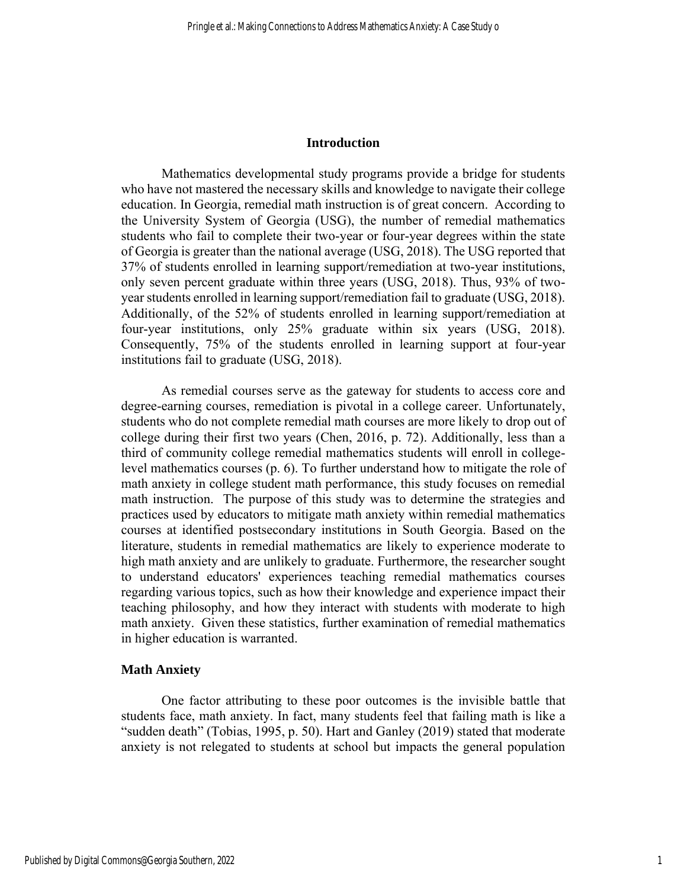## Introduction

Mathematics developmental study programs provide a bridge for students who have not mastered the necessary skills and knowledge to navigate their college education. In Georgia, remedial math instruction is of great concern. According to the University System of Georgia (USG), the number of remedial mathematics students who fail to complete their two-year or four-year degrees within the state of Georgia is greater than the national average (USG, 2018). The USG reported that 37% of students enrolled in learning support/remediation at two-year institutions, only seven percent graduate within three years (USG, 2018). Thus, 93% of two-year students enrolled in learning support/remediation fail to graduate (USG, 2018). Additionally, of the 52% of students enrolled in learning support/remediation at four-year institutions, only 25% graduate within six years (USG, 2018). Consequently, 75% of the students enrolled in learning support at four-year institutions fail to graduate (USG, 2018).

As remedial courses serve as the gateway for students to access core and degree-earning courses, remediation is pivotal in a college career. Unfortunately, students who do not complete remedial math courses are more likely to drop out of college during their first two years (Chen, 2016, p. 72). Additionally, less than a third of community college remedial mathematics students will enroll in college-level mathematics courses (p. 6). To further understand how to mitigate the role of math anxiety in college student math performance, this study focuses on remedial math instruction. The purpose of this study was to determine the strategies and practices used by educators to mitigate math anxiety within remedial mathematics courses at identified postsecondary institutions in South Georgia. Based on the literature, students in remedial mathematics are likely to experience moderate to high math anxiety and are unlikely to graduate. Furthermore, the researcher sought to understand educators' experiences teaching remedial mathematics courses regarding various topics, such as how their knowledge and experience impact their teaching philosophy, and how they interact with students with moderate to high math anxiety. Given these statistics, further examination of remedial mathematics in higher education is warranted.

### Math Anxiety

One factor attributing to these poor outcomes is the invisible battle that students face, math anxiety. In fact, many students feel that failing math is like a "sudden death" (Tobias, 1995, p. 50). Hart and Ganley (2019) stated that moderate anxiety is not relegated to students at school but impacts the general population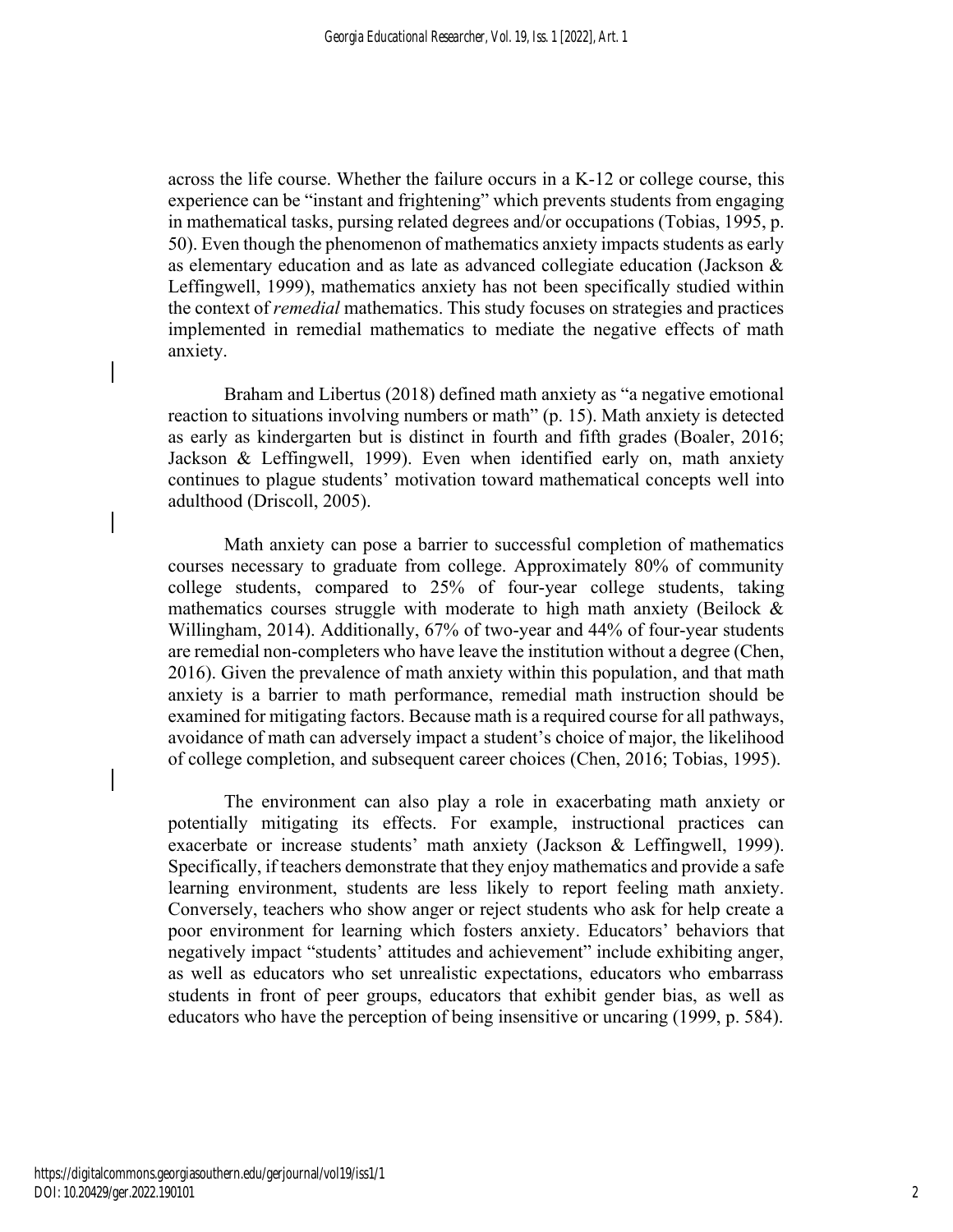across the life course. Whether the failure occurs in a K-12 or college course, this experience can be "instant and frightening" which prevents students from engaging in mathematical tasks, pursing related degrees and/or occupations (Tobias, 1995, p. 50). Even though the phenomenon of mathematics anxiety impacts students as early as elementary education and as late as advanced collegiate education (Jackson & Leffingwell, 1999), mathematics anxiety has not been specifically studied within the context of *remedial* mathematics. This study focuses on strategies and practices implemented in remedial mathematics to mediate the negative effects of math anxiety.

Braham and Libertus (2018) defined math anxiety as "a negative emotional reaction to situations involving numbers or math" (p. 15). Math anxiety is detected as early as kindergarten but is distinct in fourth and fifth grades (Boaler, 2016; Jackson & Leffingwell, 1999). Even when identified early on, math anxiety continues to plague students' motivation toward mathematical concepts well into adulthood (Driscoll, 2005).

Math anxiety can pose a barrier to successful completion of mathematics courses necessary to graduate from college. Approximately 80% of community college students, compared to 25% of four-year college students, taking mathematics courses struggle with moderate to high math anxiety (Beilock & Willingham, 2014). Additionally, 67% of two-year and 44% of four-year students are remedial non-completers who have leave the institution without a degree (Chen, 2016). Given the prevalence of math anxiety within this population, and that math anxiety is a barrier to math performance, remedial math instruction should be examined for mitigating factors. Because math is a required course for all pathways, avoidance of math can adversely impact a student's choice of major, the likelihood of college completion, and subsequent career choices (Chen, 2016; Tobias, 1995).

The environment can also play a role in exacerbating math anxiety or potentially mitigating its effects. For example, instructional practices can exacerbate or increase students' math anxiety (Jackson & Leffingwell, 1999). Specifically, if teachers demonstrate that they enjoy mathematics and provide a safe learning environment, students are less likely to report feeling math anxiety. Conversely, teachers who show anger or reject students who ask for help create a poor environment for learning which fosters anxiety. Educators' behaviors that negatively impact "students' attitudes and achievement" include exhibiting anger, as well as educators who set unrealistic expectations, educators who embarrass students in front of peer groups, educators that exhibit gender bias, as well as educators who have the perception of being insensitive or uncaring (1999, p. 584).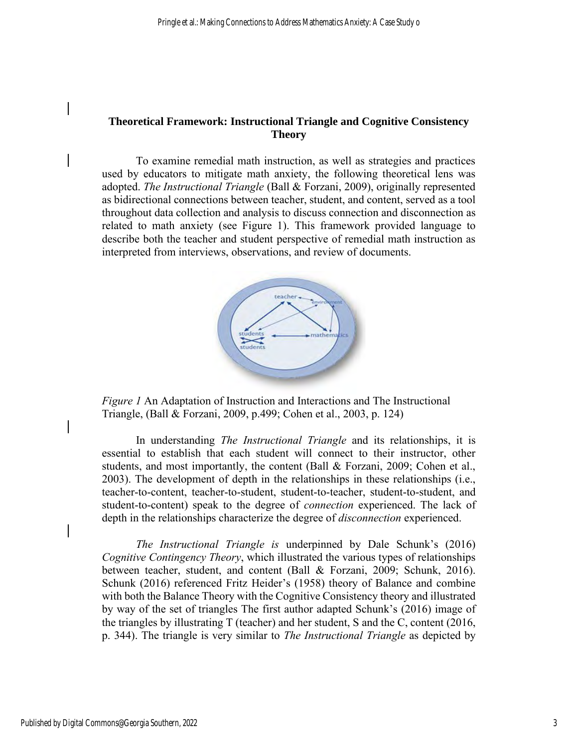## Theoretical Framework: Instructional Triangle and Cognitive Consistency Theory

To examine remedial math instruction, as well as strategies and practices used by educators to mitigate math anxiety, the following theoretical lens was adopted. *The Instructional Triangle* (Ball & Forzani, 2009), originally represented as bidirectional connections between teacher, student, and content, served as a tool throughout data collection and analysis to discuss connection and disconnection as related to math anxiety (see Figure 1). This framework provided language to describe both the teacher and student perspective of remedial math instruction as interpreted from interviews, observations, and review of documents.

*Figure 1* An Adaptation of Instruction and Interactions and The Instructional Triangle, (Ball & Forzani, 2009, p.499; Cohen et al., 2003, p. 124)

In understanding *The Instructional Triangle* and its relationships, it is essential to establish that each student will connect to their instructor, other students, and most importantly, the content (Ball & Forzani, 2009; Cohen et al., 2003). The development of depth in the relationships in these relationships (i.e., teacher-to-content, teacher-to-student, student-to-teacher, student-to-student, and student-to-content) speak to the degree of *connection* experienced. The lack of depth in the relationships characterize the degree of *disconnection* experienced.

*The Instructional Triangle is* underpinned by Dale Schunk's (2016) *Cognitive Contingency Theory*, which illustrated the various types of relationships between teacher, student, and content (Ball & Forzani, 2009; Schunk, 2016). Schunk (2016) referenced Fritz Heider's (1958) theory of Balance and combine with both the Balance Theory with the Cognitive Consistency theory and illustrated by way of the set of triangles The first author adapted Schunk's (2016) image of the triangles by illustrating T (teacher) and her student, S and the C, content (2016, p. 344). The triangle is very similar to *The Instructional Triangle* as depicted by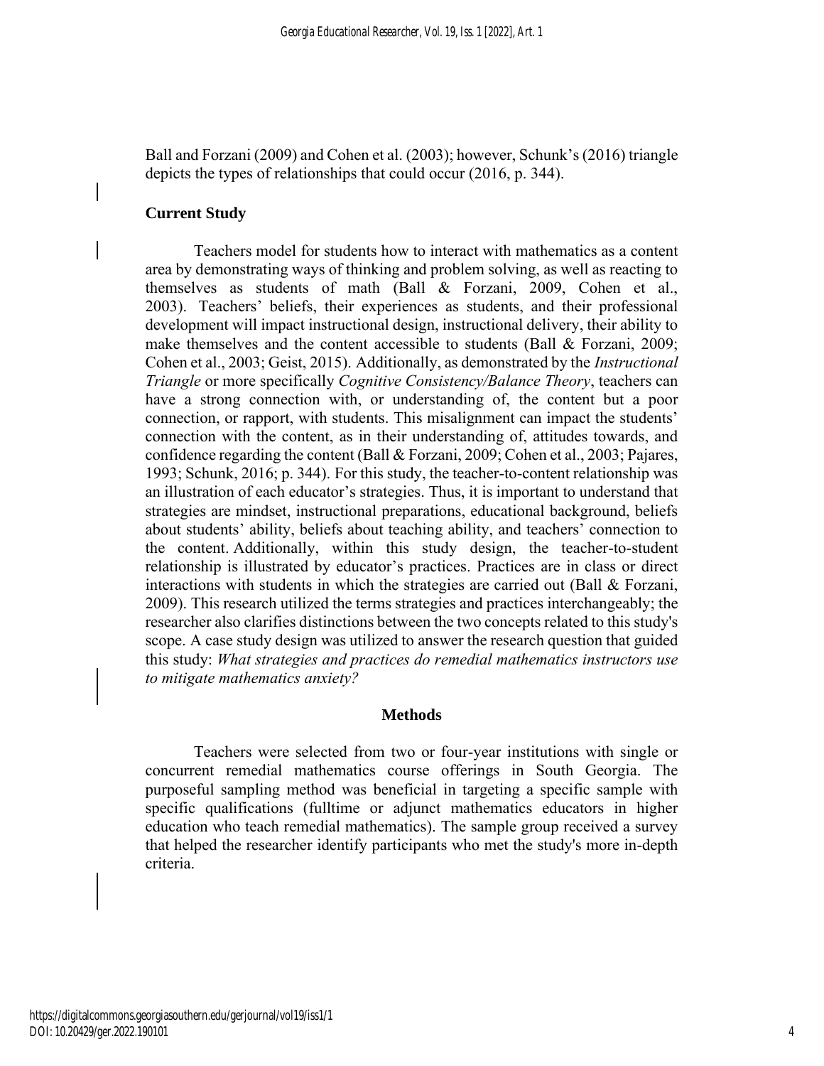Ball and Forzani (2009) and Cohen et al. (2003); however, Schunk's (2016) triangle depicts the types of relationships that could occur (2016, p. 344).

### Current Study

Teachers model for students how to interact with mathematics as a content area by demonstrating ways of thinking and problem solving, as well as reacting to themselves as students of math (Ball & Forzani, 2009, Cohen et al., 2003). Teachers' beliefs, their experiences as students, and their professional development will impact instructional design, instructional delivery, their ability to make themselves and the content accessible to students (Ball & Forzani, 2009; Cohen et al., 2003; Geist, 2015). Additionally, as demonstrated by the *Instructional Triangle* or more specifically *Cognitive Consistency/Balance Theory*, teachers can have a strong connection with, or understanding of, the content but a poor connection, or rapport, with students. This misalignment can impact the students' connection with the content, as in their understanding of, attitudes towards, and confidence regarding the content (Ball & Forzani, 2009; Cohen et al., 2003; Pajares, 1993; Schunk, 2016; p. 344). For this study, the teacher-to-content relationship was an illustration of each educator's strategies. Thus, it is important to understand that strategies are mindset, instructional preparations, educational background, beliefs about students' ability, beliefs about teaching ability, and teachers' connection to the content. Additionally, within this study design, the teacher-to-student relationship is illustrated by educator's practices. Practices are in class or direct interactions with students in which the strategies are carried out (Ball & Forzani, 2009). This research utilized the terms strategies and practices interchangeably; the researcher also clarifies distinctions between the two concepts related to this study's scope. A case study design was utilized to answer the research question that guided this study: *What strategies and practices do remedial mathematics instructors use to mitigate mathematics anxiety?*

## Methods

Teachers were selected from two or four-year institutions with single or concurrent remedial mathematics course offerings in South Georgia. The purposeful sampling method was beneficial in targeting a specific sample with specific qualifications (fulltime or adjunct mathematics educators in higher education who teach remedial mathematics). The sample group received a survey that helped the researcher identify participants who met the study's more in-depth criteria.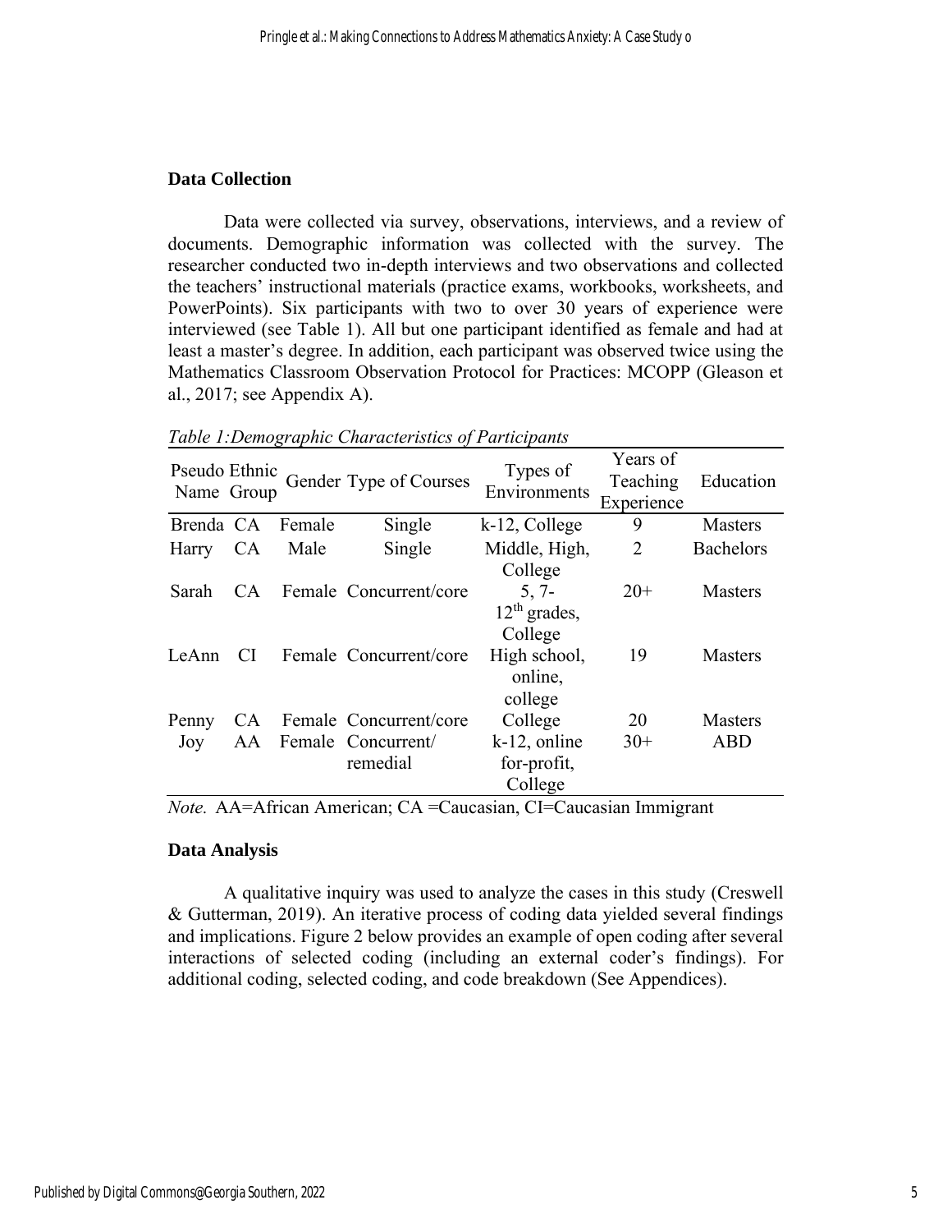### Data Collection

Data were collected via survey, observations, interviews, and a review of documents. Demographic information was collected with the survey. The researcher conducted two in-depth interviews and two observations and collected the teachers' instructional materials (practice exams, workbooks, worksheets, and PowerPoints). Six participants with two to over 30 years of experience were interviewed (see Table 1). All but one participant identified as female and had at least a master's degree. In addition, each participant was observed twice using the Mathematics Classroom Observation Protocol for Practices: MCOPP (Gleason et al., 2017; see Appendix A).

*Table 1:Demographic Characteristics of Participants*

| Pseudo Name | Ethnic Group | Gender | Type of Courses | Types of Environments | Years of Teaching Experience | Education |
|---|---|---|---|---|---|---|
| Brenda | CA | Female | Single | k-12, College | 9 | Masters |
| Harry | CA | Male | Single | Middle, High, College | 2 | Bachelors |
| Sarah | CA | Female | Concurrent/core | 5, 7-12th grades, College | 20+ | Masters |
| LeAnn | CI | Female | Concurrent/core | High school, online, college | 19 | Masters |
| Penny | CA | Female | Concurrent/core | College | 20 | Masters |
| Joy | AA | Female | Concurrent/ remedial | k-12, online for-profit, College | 30+ | ABD |

*Note.* AA=African American; CA =Caucasian, CI=Caucasian Immigrant

### Data Analysis

A qualitative inquiry was used to analyze the cases in this study (Creswell & Gutterman, 2019). An iterative process of coding data yielded several findings and implications. Figure 2 below provides an example of open coding after several interactions of selected coding (including an external coder's findings). For additional coding, selected coding, and code breakdown (See Appendices).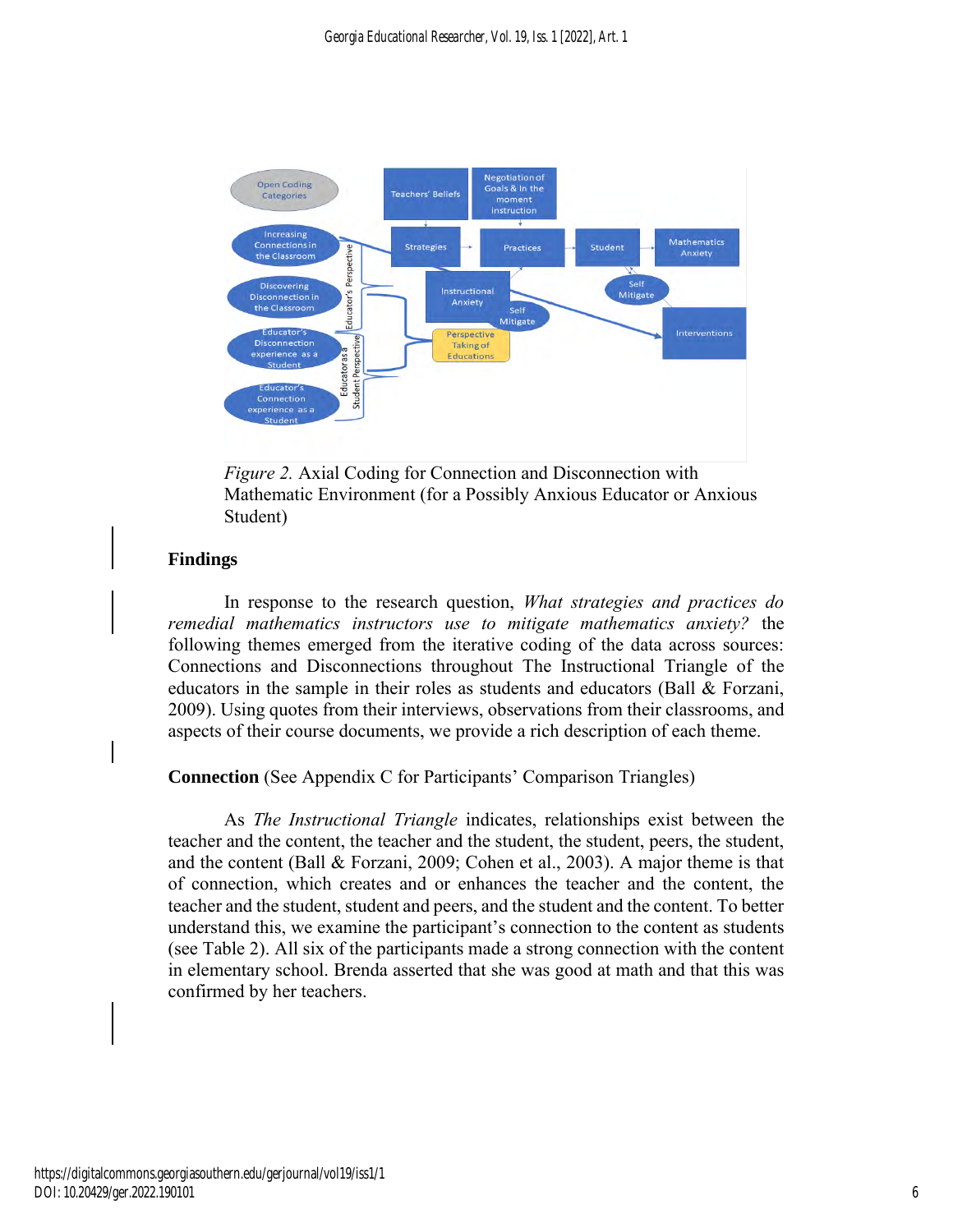*Figure 2.* Axial Coding for Connection and Disconnection with Mathematic Environment (for a Possibly Anxious Educator or Anxious Student)

## Findings

In response to the research question, *What strategies and practices do remedial mathematics instructors use to mitigate mathematics anxiety?* the following themes emerged from the iterative coding of the data across sources: Connections and Disconnections throughout The Instructional Triangle of the educators in the sample in their roles as students and educators (Ball & Forzani, 2009). Using quotes from their interviews, observations from their classrooms, and aspects of their course documents, we provide a rich description of each theme.

**Connection** (See Appendix C for Participants' Comparison Triangles)

As *The Instructional Triangle* indicates, relationships exist between the teacher and the content, the teacher and the student, the student, peers, the student, and the content (Ball & Forzani, 2009; Cohen et al., 2003). A major theme is that of connection, which creates and or enhances the teacher and the content, the teacher and the student, student and peers, and the student and the content. To better understand this, we examine the participant's connection to the content as students (see Table 2). All six of the participants made a strong connection with the content in elementary school. Brenda asserted that she was good at math and that this was confirmed by her teachers.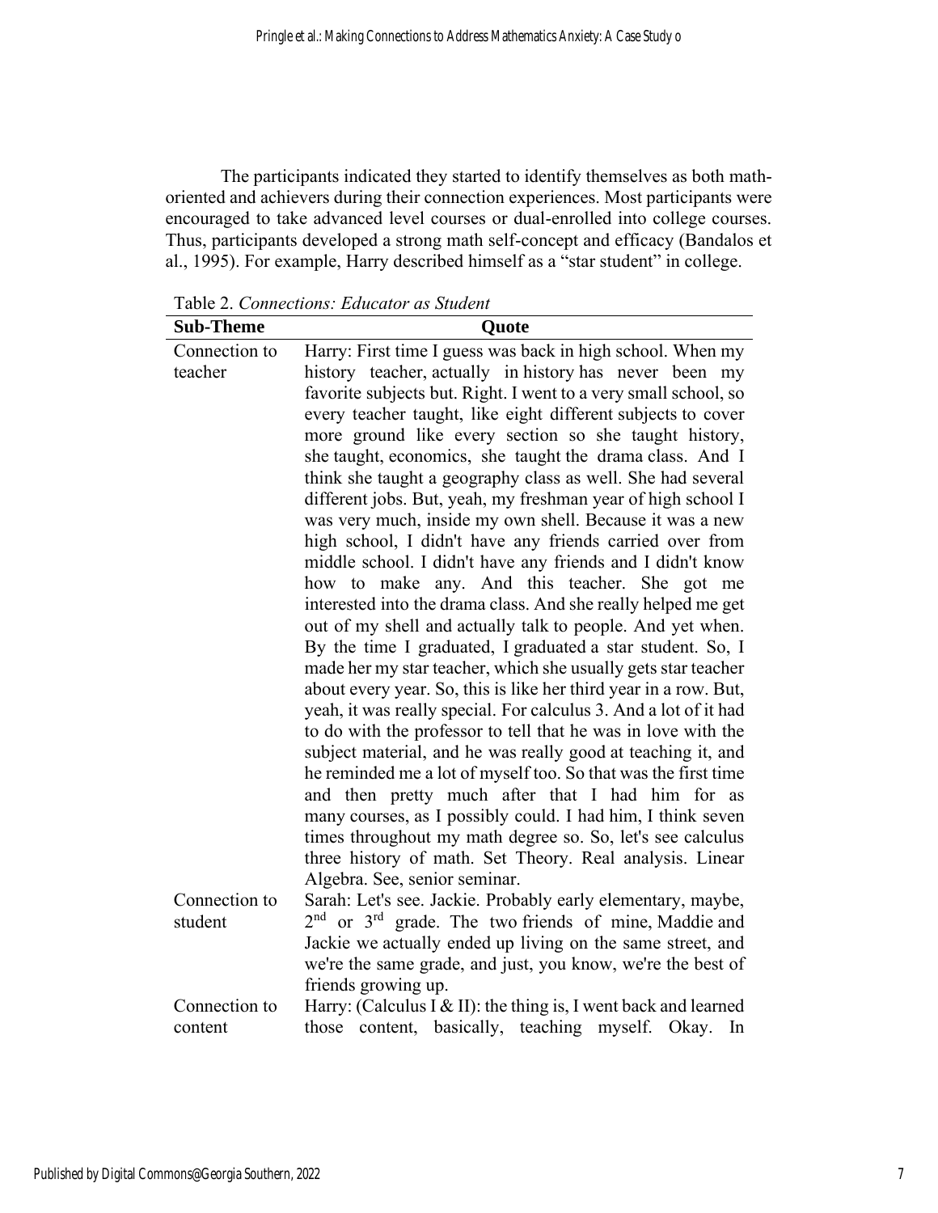The participants indicated they started to identify themselves as both math-oriented and achievers during their connection experiences. Most participants were encouraged to take advanced level courses or dual-enrolled into college courses. Thus, participants developed a strong math self-concept and efficacy (Bandalos et al., 1995). For example, Harry described himself as a "star student" in college.

Table 2. *Connections: Educator as Student*

| Sub-Theme | Quote |
|---|---|
| Connection to teacher | Harry: First time I guess was back in high school. When my history teacher, actually in history has never been my favorite subjects but. Right. I went to a very small school, so every teacher taught, like eight different subjects to cover more ground like every section so she taught history, she taught, economics, she taught the drama class. And I think she taught a geography class as well. She had several different jobs. But, yeah, my freshman year of high school I was very much, inside my own shell. Because it was a new high school, I didn't have any friends carried over from middle school. I didn't have any friends and I didn't know how to make any. And this teacher. She got me interested into the drama class. And she really helped me get out of my shell and actually talk to people. And yet when. By the time I graduated, I graduated a star student. So, I made her my star teacher, which she usually gets star teacher about every year. So, this is like her third year in a row. But, yeah, it was really special. For calculus 3. And a lot of it had to do with the professor to tell that he was in love with the subject material, and he was really good at teaching it, and he reminded me a lot of myself too. So that was the first time and then pretty much after that I had him for as many courses, as I possibly could. I had him, I think seven times throughout my math degree so. So, let's see calculus three history of math. Set Theory. Real analysis. Linear Algebra. See, senior seminar. |
| Connection to student | Sarah: Let's see. Jackie. Probably early elementary, maybe, 2nd or 3rd grade. The two friends of mine, Maddie and Jackie we actually ended up living on the same street, and we're the same grade, and just, you know, we're the best of friends growing up. |
| Connection to content | Harry: (Calculus I & II): the thing is, I went back and learned those content, basically, teaching myself. Okay. In |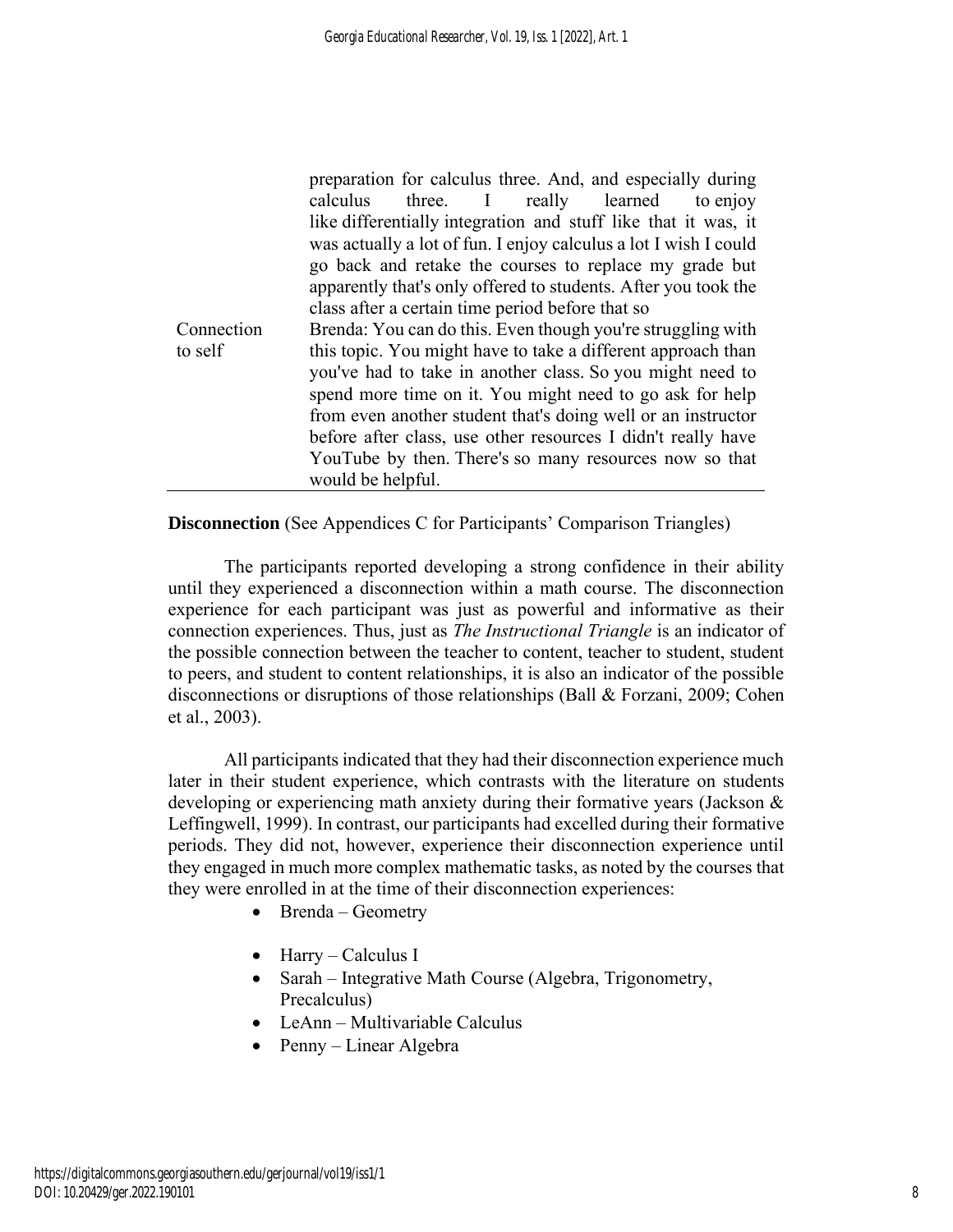| | |
|---|---|
| | preparation for calculus three. And, and especially during calculus three. I really learned to enjoy like differentially integration and stuff like that it was, it was actually a lot of fun. I enjoy calculus a lot I wish I could go back and retake the courses to replace my grade but apparently that's only offered to students. After you took the class after a certain time period before that so |
| Connection to self | Brenda: You can do this. Even though you're struggling with this topic. You might have to take a different approach than you've had to take in another class. So you might need to spend more time on it. You might need to go ask for help from even another student that's doing well or an instructor before after class, use other resources I didn't really have YouTube by then. There's so many resources now so that would be helpful. |

**Disconnection** (See Appendices C for Participants' Comparison Triangles)

The participants reported developing a strong confidence in their ability until they experienced a disconnection within a math course. The disconnection experience for each participant was just as powerful and informative as their connection experiences. Thus, just as *The Instructional Triangle* is an indicator of the possible connection between the teacher to content, teacher to student, student to peers, and student to content relationships, it is also an indicator of the possible disconnections or disruptions of those relationships (Ball & Forzani, 2009; Cohen et al., 2003).

All participants indicated that they had their disconnection experience much later in their student experience, which contrasts with the literature on students developing or experiencing math anxiety during their formative years (Jackson & Leffingwell, 1999). In contrast, our participants had excelled during their formative periods. They did not, however, experience their disconnection experience until they engaged in much more complex mathematic tasks, as noted by the courses that they were enrolled in at the time of their disconnection experiences:

- Brenda – Geometry
- Harry – Calculus I
- Sarah – Integrative Math Course (Algebra, Trigonometry, Precalculus)
- LeAnn – Multivariable Calculus
- Penny – Linear Algebra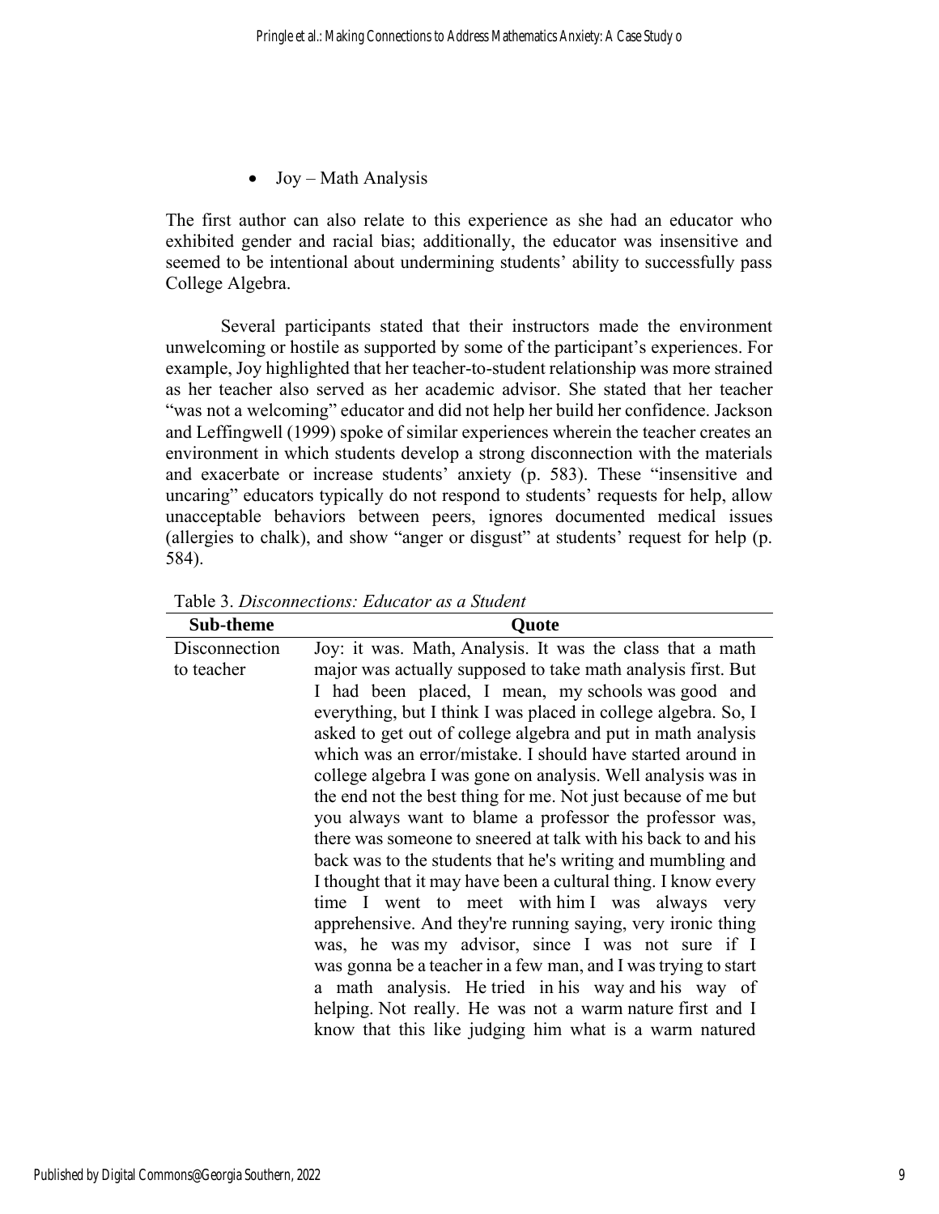- Joy – Math Analysis

The first author can also relate to this experience as she had an educator who exhibited gender and racial bias; additionally, the educator was insensitive and seemed to be intentional about undermining students' ability to successfully pass College Algebra.

Several participants stated that their instructors made the environment unwelcoming or hostile as supported by some of the participant's experiences. For example, Joy highlighted that her teacher-to-student relationship was more strained as her teacher also served as her academic advisor. She stated that her teacher "was not a welcoming" educator and did not help her build her confidence. Jackson and Leffingwell (1999) spoke of similar experiences wherein the teacher creates an environment in which students develop a strong disconnection with the materials and exacerbate or increase students' anxiety (p. 583). These "insensitive and uncaring" educators typically do not respond to students' requests for help, allow unacceptable behaviors between peers, ignores documented medical issues (allergies to chalk), and show "anger or disgust" at students' request for help (p. 584).

Table 3. *Disconnections: Educator as a Student*

| Sub-theme | Quote |
|---|---|
| Disconnection to teacher | Joy: it was. Math, Analysis. It was the class that a math major was actually supposed to take math analysis first. But I had been placed, I mean, my schools was good and everything, but I think I was placed in college algebra. So, I asked to get out of college algebra and put in math analysis which was an error/mistake. I should have started around in college algebra I was gone on analysis. Well analysis was in the end not the best thing for me. Not just because of me but you always want to blame a professor the professor was, there was someone to sneered at talk with his back to and his back was to the students that he's writing and mumbling and I thought that it may have been a cultural thing. I know every time I went to meet with him I was always very apprehensive. And they're running saying, very ironic thing was, he was my advisor, since I was not sure if I was gonna be a teacher in a few man, and I was trying to start a math analysis. He tried in his way and his way of helping. Not really. He was not a warm nature first and I know that this like judging him what is a warm natured |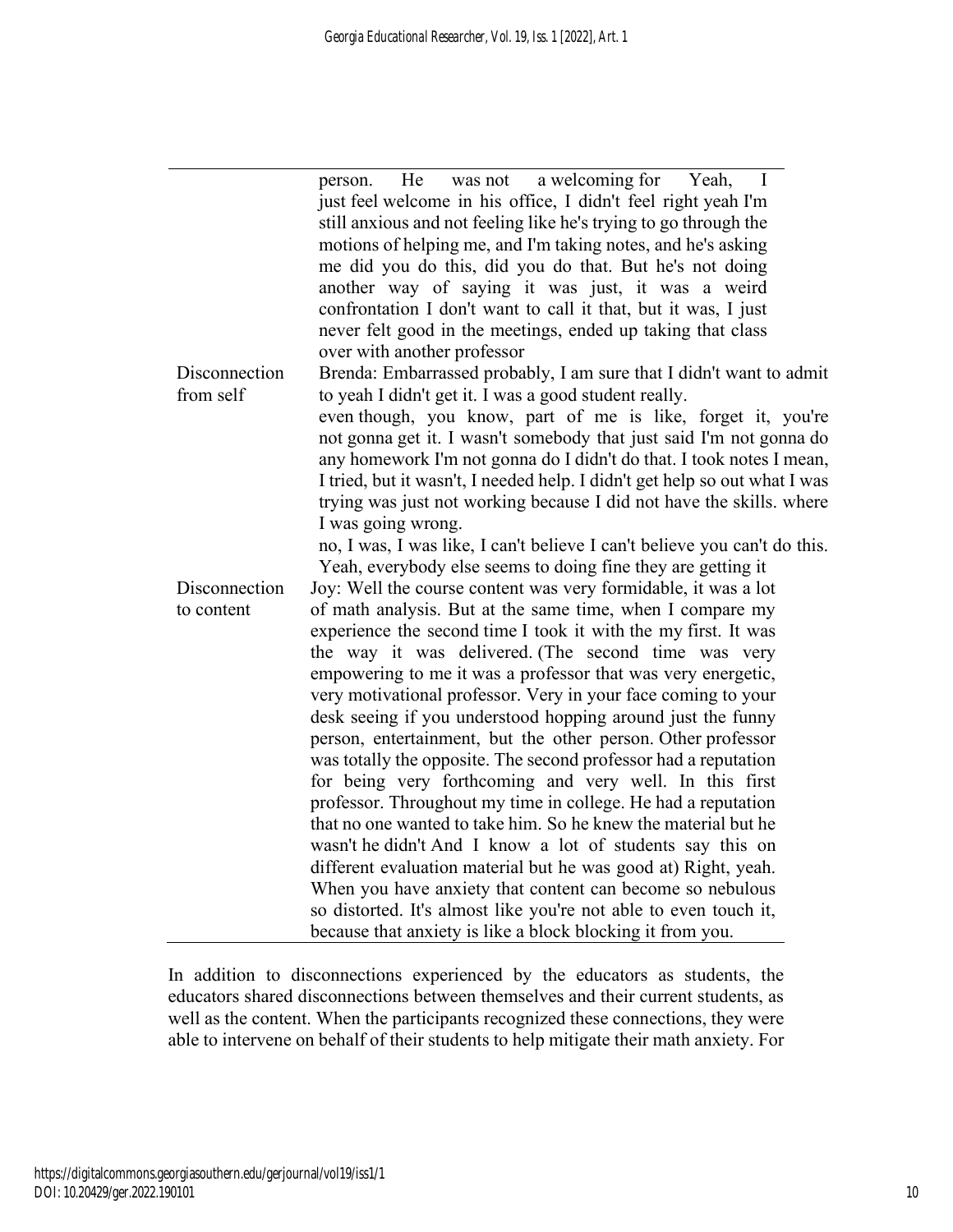| | |
|---|---|
| | person. He was not a welcoming for Yeah, I just feel welcome in his office, I didn't feel right yeah I'm still anxious and not feeling like he's trying to go through the motions of helping me, and I'm taking notes, and he's asking me did you do this, did you do that. But he's not doing another way of saying it was just, it was a weird confrontation I don't want to call it that, but it was, I just never felt good in the meetings, ended up taking that class over with another professor |
| Disconnection from self | Brenda: Embarrassed probably, I am sure that I didn't want to admit to yeah I didn't get it. I was a good student really. even though, you know, part of me is like, forget it, you're not gonna get it. I wasn't somebody that just said I'm not gonna do any homework I'm not gonna do I didn't do that. I took notes I mean, I tried, but it wasn't, I needed help. I didn't get help so out what I was trying was just not working because I did not have the skills. where I was going wrong. no, I was, I was like, I can't believe I can't believe you can't do this. Yeah, everybody else seems to doing fine they are getting it |
| Disconnection to content | Joy: Well the course content was very formidable, it was a lot of math analysis. But at the same time, when I compare my experience the second time I took it with the my first. It was the way it was delivered. (The second time was very empowering to me it was a professor that was very energetic, very motivational professor. Very in your face coming to your desk seeing if you understood hopping around just the funny person, entertainment, but the other person. Other professor was totally the opposite. The second professor had a reputation for being very forthcoming and very well. In this first professor. Throughout my time in college. He had a reputation that no one wanted to take him. So he knew the material but he wasn't he didn't And I know a lot of students say this on different evaluation material but he was good at) Right, yeah. When you have anxiety that content can become so nebulous so distorted. It's almost like you're not able to even touch it, because that anxiety is like a block blocking it from you. |

In addition to disconnections experienced by the educators as students, the educators shared disconnections between themselves and their current students, as well as the content. When the participants recognized these connections, they were able to intervene on behalf of their students to help mitigate their math anxiety. For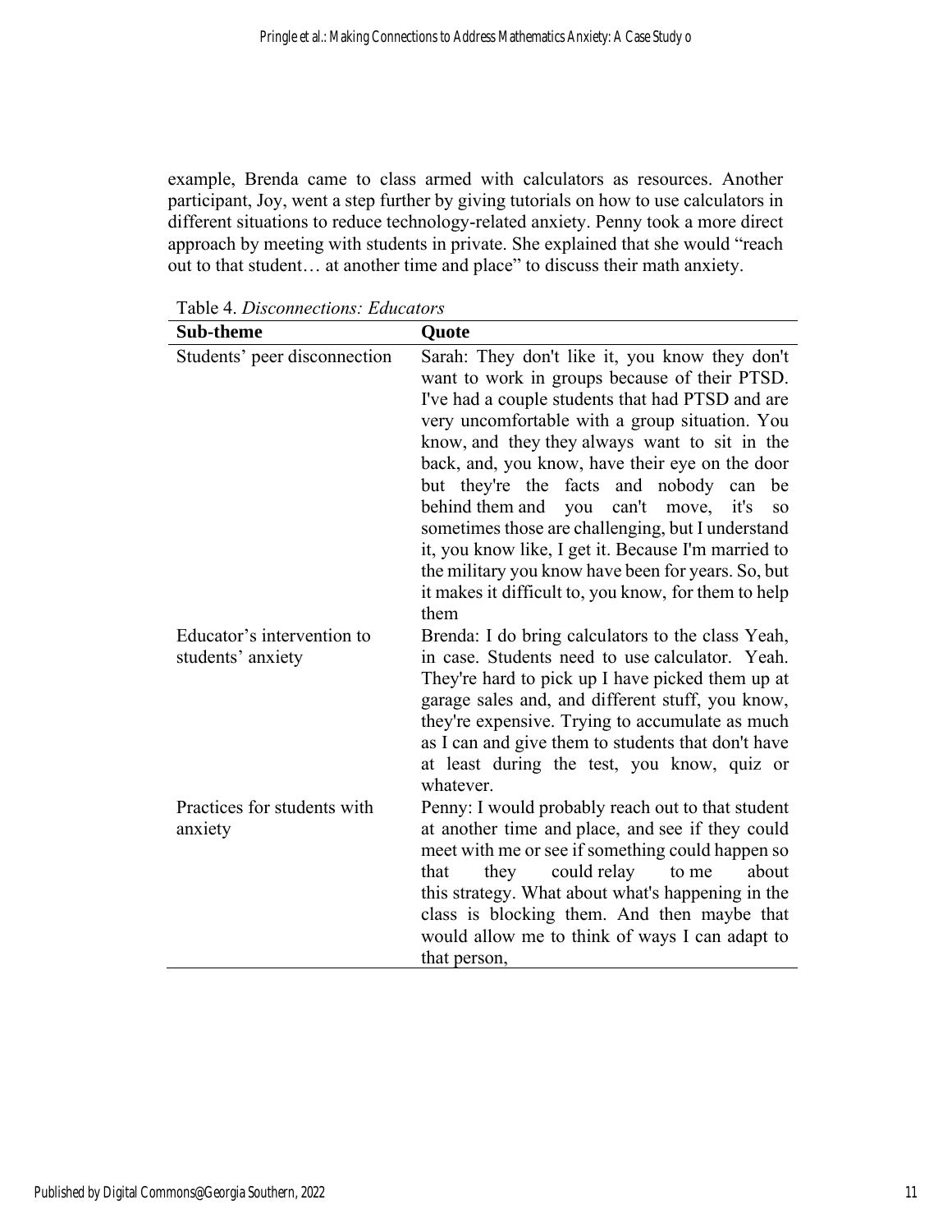example, Brenda came to class armed with calculators as resources. Another participant, Joy, went a step further by giving tutorials on how to use calculators in different situations to reduce technology-related anxiety. Penny took a more direct approach by meeting with students in private. She explained that she would "reach out to that student… at another time and place" to discuss their math anxiety.

Table 4. *Disconnections: Educators*

| Sub-theme | Quote |
|---|---|
| Students' peer disconnection | Sarah: They don't like it, you know they don't want to work in groups because of their PTSD. I've had a couple students that had PTSD and are very uncomfortable with a group situation. You know, and they they always want to sit in the back, and, you know, have their eye on the door but they're the facts and nobody can be behind them and you can't move, it's so sometimes those are challenging, but I understand it, you know like, I get it. Because I'm married to the military you know have been for years. So, but it makes it difficult to, you know, for them to help them |
| Educator's intervention to students' anxiety | Brenda: I do bring calculators to the class Yeah, in case. Students need to use calculator. Yeah. They're hard to pick up I have picked them up at garage sales and, and different stuff, you know, they're expensive. Trying to accumulate as much as I can and give them to students that don't have at least during the test, you know, quiz or whatever. |
| Practices for students with anxiety | Penny: I would probably reach out to that student at another time and place, and see if they could meet with me or see if something could happen so that they could relay to me about this strategy. What about what's happening in the class is blocking them. And then maybe that would allow me to think of ways I can adapt to that person, |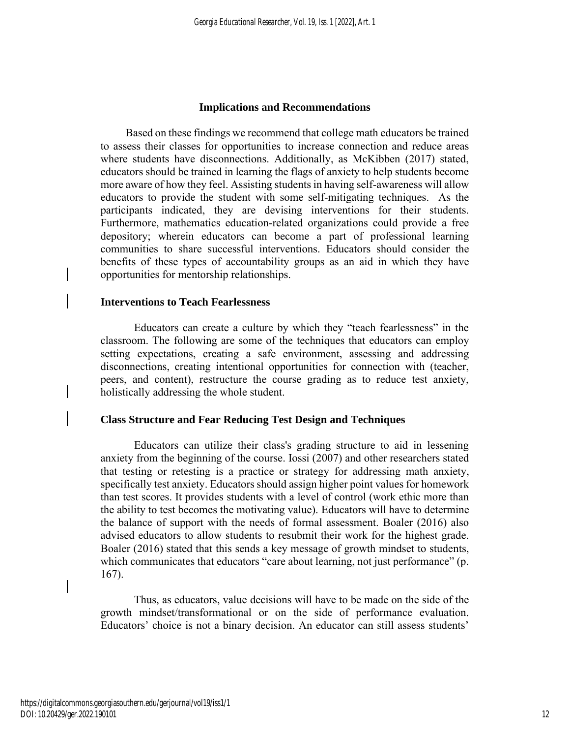## Implications and Recommendations

Based on these findings we recommend that college math educators be trained to assess their classes for opportunities to increase connection and reduce areas where students have disconnections. Additionally, as McKibben (2017) stated, educators should be trained in learning the flags of anxiety to help students become more aware of how they feel. Assisting students in having self-awareness will allow educators to provide the student with some self-mitigating techniques. As the participants indicated, they are devising interventions for their students. Furthermore, mathematics education-related organizations could provide a free depository; wherein educators can become a part of professional learning communities to share successful interventions. Educators should consider the benefits of these types of accountability groups as an aid in which they have opportunities for mentorship relationships.

### Interventions to Teach Fearlessness

Educators can create a culture by which they "teach fearlessness" in the classroom. The following are some of the techniques that educators can employ setting expectations, creating a safe environment, assessing and addressing disconnections, creating intentional opportunities for connection with (teacher, peers, and content), restructure the course grading as to reduce test anxiety, holistically addressing the whole student.

### Class Structure and Fear Reducing Test Design and Techniques

Educators can utilize their class's grading structure to aid in lessening anxiety from the beginning of the course. Iossi (2007) and other researchers stated that testing or retesting is a practice or strategy for addressing math anxiety, specifically test anxiety. Educators should assign higher point values for homework than test scores. It provides students with a level of control (work ethic more than the ability to test becomes the motivating value). Educators will have to determine the balance of support with the needs of formal assessment. Boaler (2016) also advised educators to allow students to resubmit their work for the highest grade. Boaler (2016) stated that this sends a key message of growth mindset to students, which communicates that educators "care about learning, not just performance" (p. 167).

Thus, as educators, value decisions will have to be made on the side of the growth mindset/transformational or on the side of performance evaluation. Educators' choice is not a binary decision. An educator can still assess students'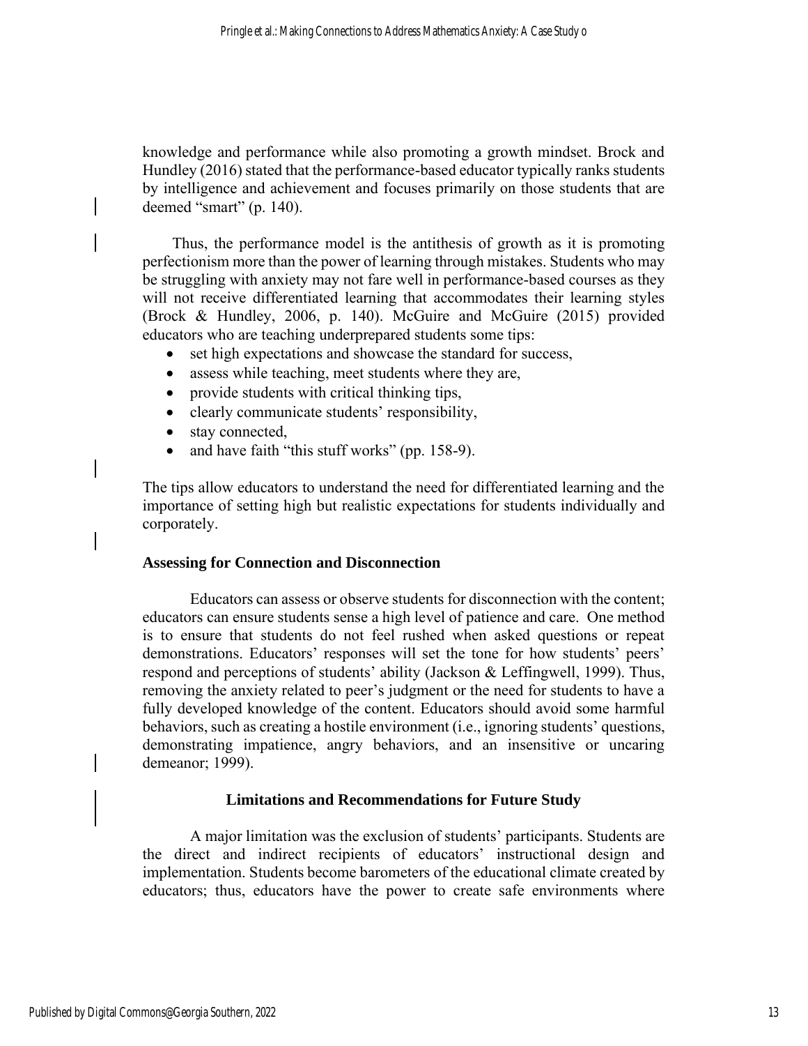knowledge and performance while also promoting a growth mindset. Brock and Hundley (2016) stated that the performance-based educator typically ranks students by intelligence and achievement and focuses primarily on those students that are deemed "smart" (p. 140).

Thus, the performance model is the antithesis of growth as it is promoting perfectionism more than the power of learning through mistakes. Students who may be struggling with anxiety may not fare well in performance-based courses as they will not receive differentiated learning that accommodates their learning styles (Brock & Hundley, 2006, p. 140). McGuire and McGuire (2015) provided educators who are teaching underprepared students some tips:

- set high expectations and showcase the standard for success,
- assess while teaching, meet students where they are,
- provide students with critical thinking tips,
- clearly communicate students' responsibility,
- stay connected,
- and have faith "this stuff works" (pp. 158-9).

The tips allow educators to understand the need for differentiated learning and the importance of setting high but realistic expectations for students individually and corporately.

### Assessing for Connection and Disconnection

Educators can assess or observe students for disconnection with the content; educators can ensure students sense a high level of patience and care. One method is to ensure that students do not feel rushed when asked questions or repeat demonstrations. Educators' responses will set the tone for how students' peers' respond and perceptions of students' ability (Jackson & Leffingwell, 1999). Thus, removing the anxiety related to peer's judgment or the need for students to have a fully developed knowledge of the content. Educators should avoid some harmful behaviors, such as creating a hostile environment (i.e., ignoring students' questions, demonstrating impatience, angry behaviors, and an insensitive or uncaring demeanor; 1999).

## Limitations and Recommendations for Future Study

A major limitation was the exclusion of students' participants. Students are the direct and indirect recipients of educators' instructional design and implementation. Students become barometers of the educational climate created by educators; thus, educators have the power to create safe environments where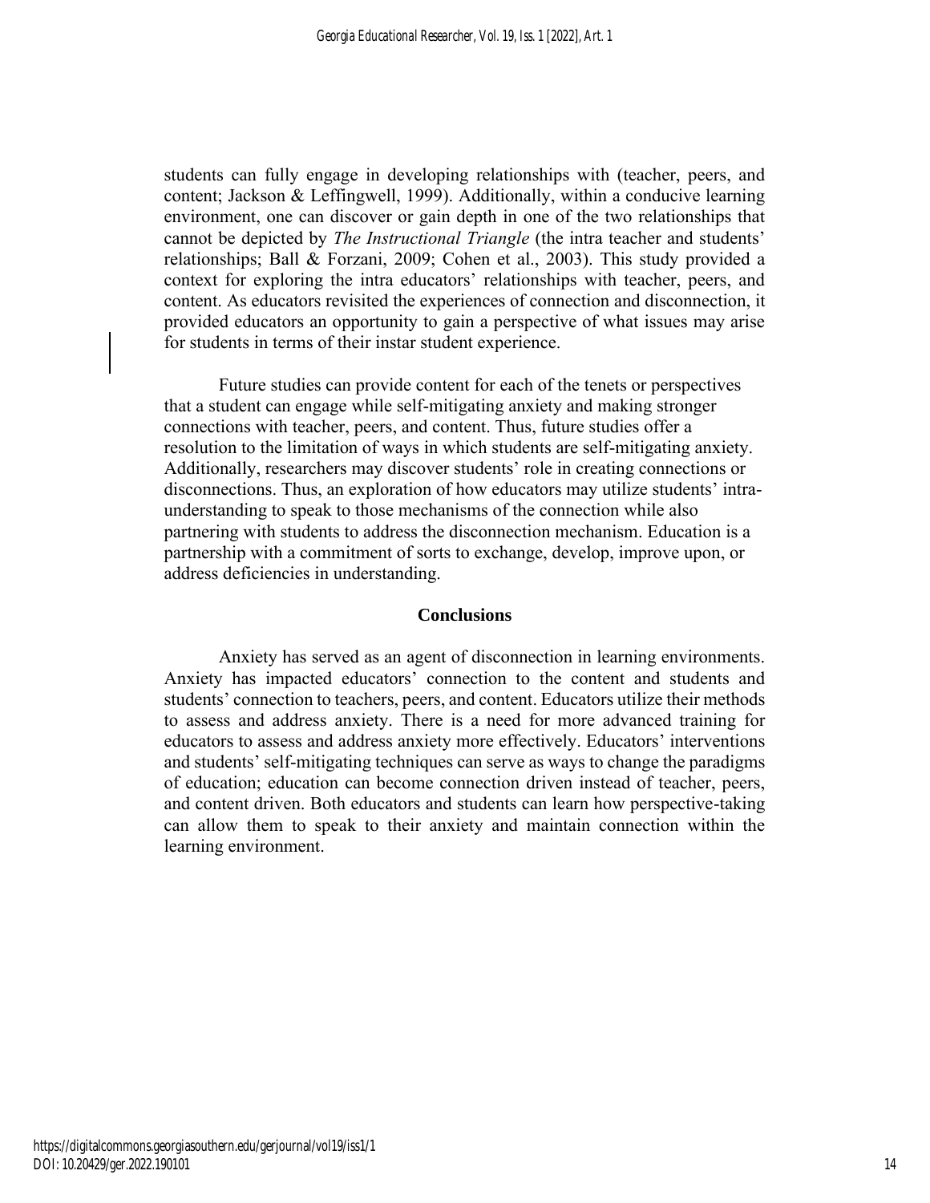students can fully engage in developing relationships with (teacher, peers, and content; Jackson & Leffingwell, 1999). Additionally, within a conducive learning environment, one can discover or gain depth in one of the two relationships that cannot be depicted by *The Instructional Triangle* (the intra teacher and students' relationships; Ball & Forzani, 2009; Cohen et al., 2003). This study provided a context for exploring the intra educators' relationships with teacher, peers, and content. As educators revisited the experiences of connection and disconnection, it provided educators an opportunity to gain a perspective of what issues may arise for students in terms of their instar student experience.

Future studies can provide content for each of the tenets or perspectives that a student can engage while self-mitigating anxiety and making stronger connections with teacher, peers, and content. Thus, future studies offer a resolution to the limitation of ways in which students are self-mitigating anxiety. Additionally, researchers may discover students' role in creating connections or disconnections. Thus, an exploration of how educators may utilize students' intra-understanding to speak to those mechanisms of the connection while also partnering with students to address the disconnection mechanism. Education is a partnership with a commitment of sorts to exchange, develop, improve upon, or address deficiencies in understanding.

## Conclusions

Anxiety has served as an agent of disconnection in learning environments. Anxiety has impacted educators' connection to the content and students and students' connection to teachers, peers, and content. Educators utilize their methods to assess and address anxiety. There is a need for more advanced training for educators to assess and address anxiety more effectively. Educators' interventions and students' self-mitigating techniques can serve as ways to change the paradigms of education; education can become connection driven instead of teacher, peers, and content driven. Both educators and students can learn how perspective-taking can allow them to speak to their anxiety and maintain connection within the learning environment.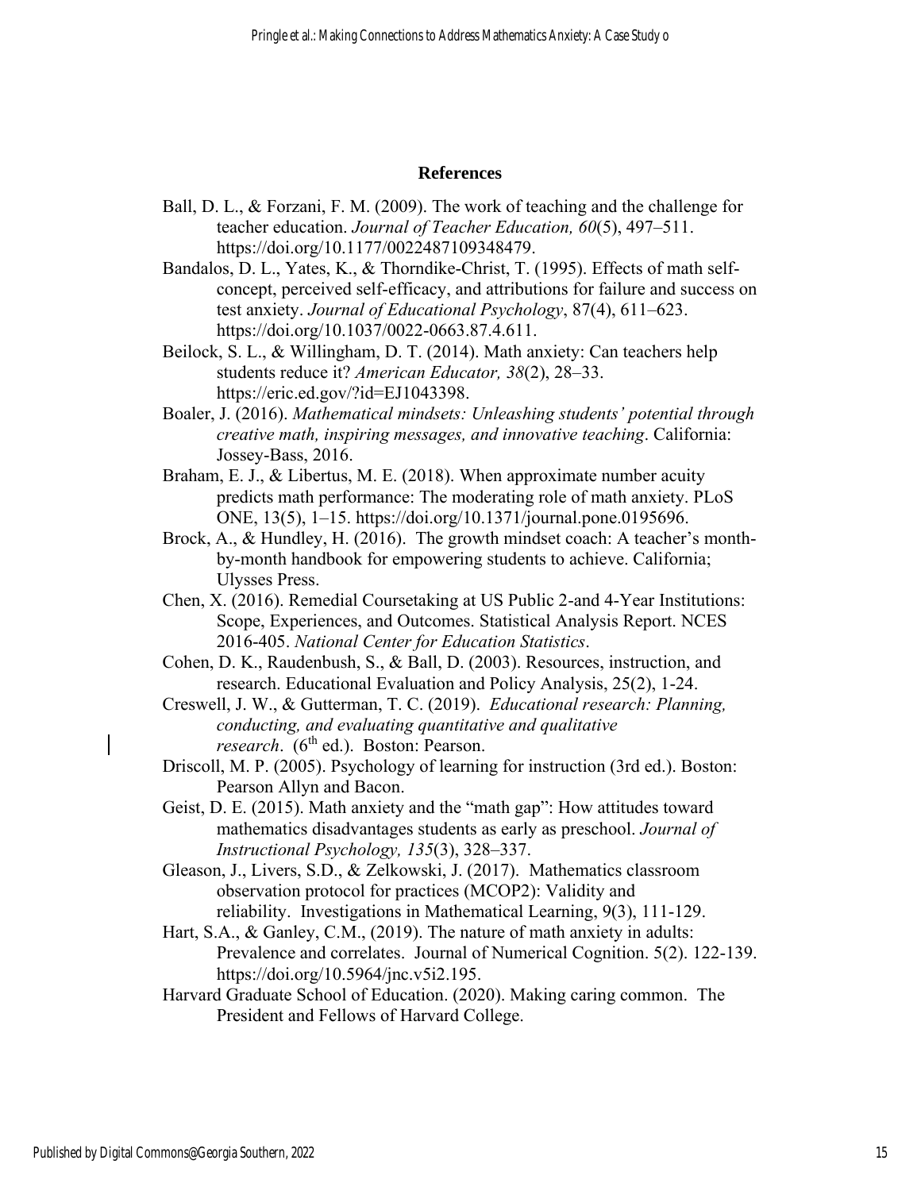## References

Ball, D. L., & Forzani, F. M. (2009). The work of teaching and the challenge for teacher education. *Journal of Teacher Education, 60*(5), 497–511. https://doi.org/10.1177/0022487109348479.

Bandalos, D. L., Yates, K., & Thorndike-Christ, T. (1995). Effects of math self-concept, perceived self-efficacy, and attributions for failure and success on test anxiety. *Journal of Educational Psychology*, 87(4), 611–623. https://doi.org/10.1037/0022-0663.87.4.611.

Beilock, S. L., & Willingham, D. T. (2014). Math anxiety: Can teachers help students reduce it? *American Educator, 38*(2), 28–33. https://eric.ed.gov/?id=EJ1043398.

Boaler, J. (2016). *Mathematical mindsets: Unleashing students' potential through creative math, inspiring messages, and innovative teaching*. California: Jossey-Bass, 2016.

Braham, E. J., & Libertus, M. E. (2018). When approximate number acuity predicts math performance: The moderating role of math anxiety. PLoS ONE, 13(5), 1–15. https://doi.org/10.1371/journal.pone.0195696.

Brock, A., & Hundley, H. (2016). The growth mindset coach: A teacher's month-by-month handbook for empowering students to achieve. California; Ulysses Press.

Chen, X. (2016). Remedial Coursetaking at US Public 2-and 4-Year Institutions: Scope, Experiences, and Outcomes. Statistical Analysis Report. NCES 2016-405. *National Center for Education Statistics*.

Cohen, D. K., Raudenbush, S., & Ball, D. (2003). Resources, instruction, and research. Educational Evaluation and Policy Analysis, 25(2), 1-24.

Creswell, J. W., & Gutterman, T. C. (2019). *Educational research: Planning, conducting, and evaluating quantitative and qualitative research*. (6th ed.). Boston: Pearson.

Driscoll, M. P. (2005). Psychology of learning for instruction (3rd ed.). Boston: Pearson Allyn and Bacon.

Geist, D. E. (2015). Math anxiety and the "math gap": How attitudes toward mathematics disadvantages students as early as preschool. *Journal of Instructional Psychology, 135*(3), 328–337.

Gleason, J., Livers, S.D., & Zelkowski, J. (2017). Mathematics classroom observation protocol for practices (MCOP2): Validity and reliability. Investigations in Mathematical Learning, 9(3), 111-129.

Hart, S.A., & Ganley, C.M., (2019). The nature of math anxiety in adults: Prevalence and correlates. Journal of Numerical Cognition. 5(2). 122-139. https://doi.org/10.5964/jnc.v5i2.195.

Harvard Graduate School of Education. (2020). Making caring common. The President and Fellows of Harvard College.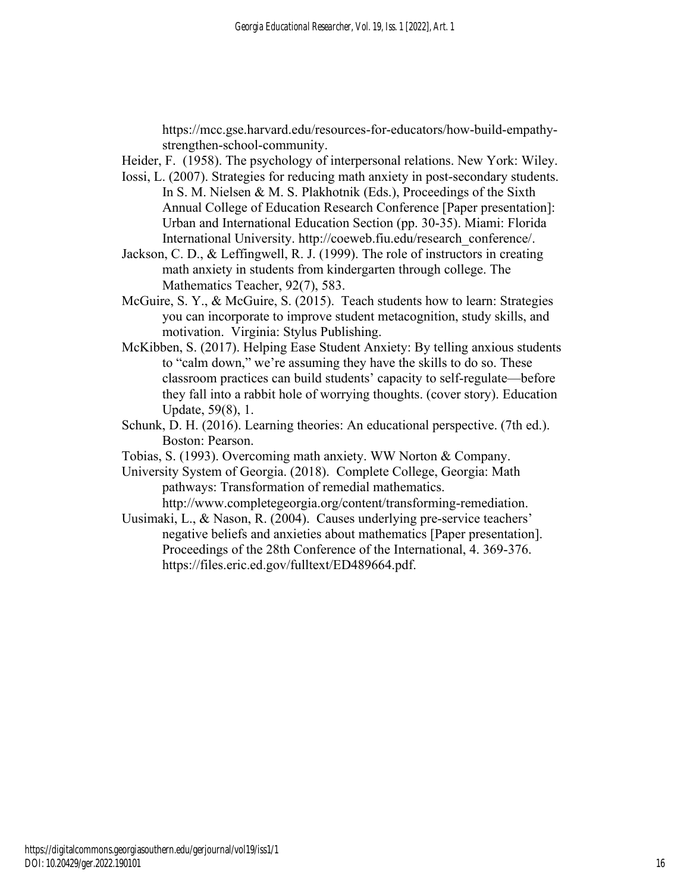https://mcc.gse.harvard.edu/resources-for-educators/how-build-empathy-strengthen-school-community.

Heider, F. (1958). The psychology of interpersonal relations. New York: Wiley.

Iossi, L. (2007). Strategies for reducing math anxiety in post-secondary students. In S. M. Nielsen & M. S. Plakhotnik (Eds.), Proceedings of the Sixth Annual College of Education Research Conference [Paper presentation]: Urban and International Education Section (pp. 30-35). Miami: Florida International University. http://coeweb.fiu.edu/research_conference/.

Jackson, C. D., & Leffingwell, R. J. (1999). The role of instructors in creating math anxiety in students from kindergarten through college. The Mathematics Teacher, 92(7), 583.

McGuire, S. Y., & McGuire, S. (2015). Teach students how to learn: Strategies you can incorporate to improve student metacognition, study skills, and motivation. Virginia: Stylus Publishing.

McKibben, S. (2017). Helping Ease Student Anxiety: By telling anxious students to "calm down," we're assuming they have the skills to do so. These classroom practices can build students' capacity to self-regulate—before they fall into a rabbit hole of worrying thoughts. (cover story). Education Update, 59(8), 1.

Schunk, D. H. (2016). Learning theories: An educational perspective. (7th ed.). Boston: Pearson.

Tobias, S. (1993). Overcoming math anxiety. WW Norton & Company.

University System of Georgia. (2018). Complete College, Georgia: Math pathways: Transformation of remedial mathematics. http://www.completegeorgia.org/content/transforming-remediation.

Uusimaki, L., & Nason, R. (2004). Causes underlying pre-service teachers' negative beliefs and anxieties about mathematics [Paper presentation]. Proceedings of the 28th Conference of the International, 4. 369-376. https://files.eric.ed.gov/fulltext/ED489664.pdf.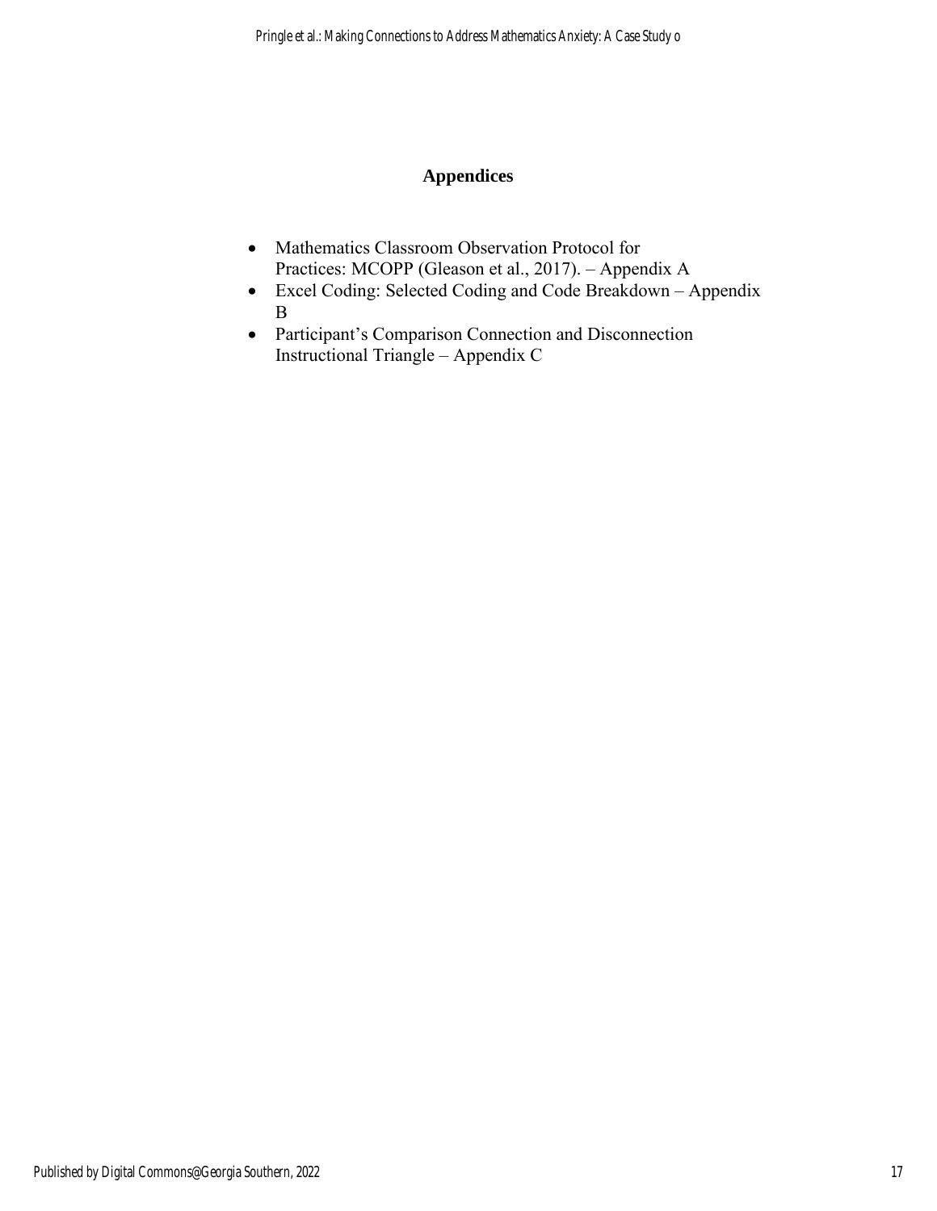# Appendices

- Mathematics Classroom Observation Protocol for Practices: MCOPP (Gleason et al., 2017). – Appendix A
- Excel Coding: Selected Coding and Code Breakdown – Appendix B
- Participant's Comparison Connection and Disconnection Instructional Triangle – Appendix C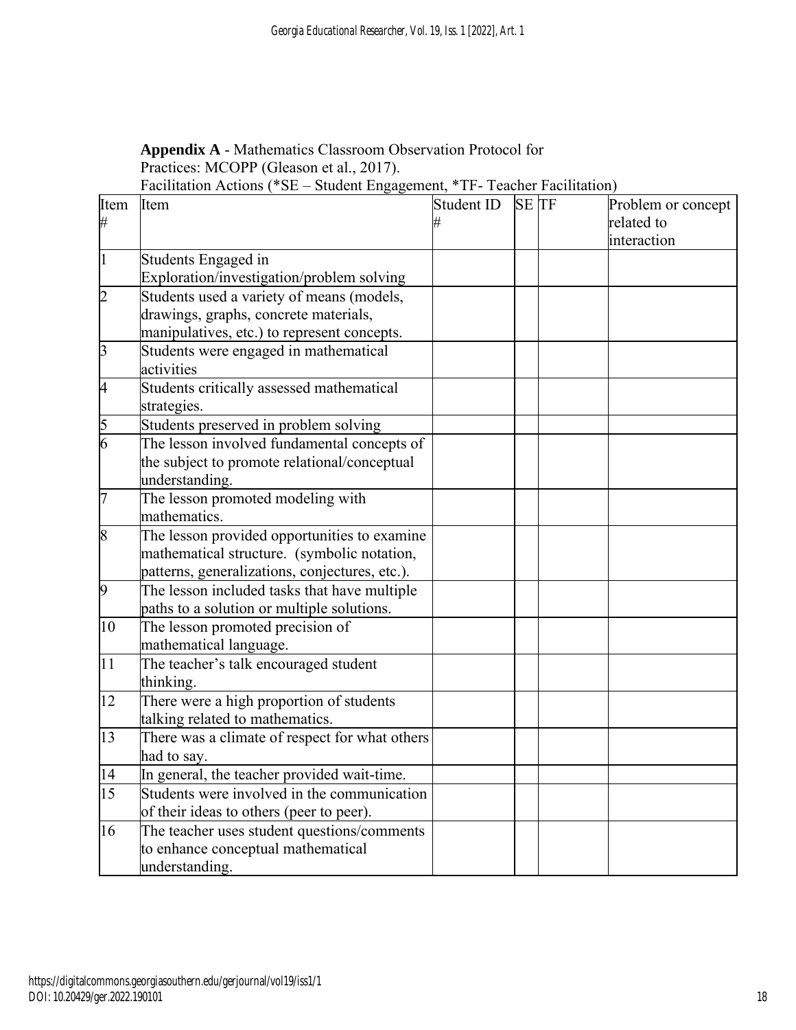**Appendix A** - Mathematics Classroom Observation Protocol for Practices: MCOPP (Gleason et al., 2017).

Facilitation Actions (*SE – Student Engagement, *TF- Teacher Facilitation)

| Item # | Item | Student ID # | SE | TF | Problem or concept related to interaction |
|---|---|---|---|---|---|
| 1 | Students Engaged in Exploration/investigation/problem solving | | | | |
| 2 | Students used a variety of means (models, drawings, graphs, concrete materials, manipulatives, etc.) to represent concepts. | | | | |
| 3 | Students were engaged in mathematical activities | | | | |
| 4 | Students critically assessed mathematical strategies. | | | | |
| 5 | Students preserved in problem solving | | | | |
| 6 | The lesson involved fundamental concepts of the subject to promote relational/conceptual understanding. | | | | |
| 7 | The lesson promoted modeling with mathematics. | | | | |
| 8 | The lesson provided opportunities to examine mathematical structure. (symbolic notation, patterns, generalizations, conjectures, etc.). | | | | |
| 9 | The lesson included tasks that have multiple paths to a solution or multiple solutions. | | | | |
| 10 | The lesson promoted precision of mathematical language. | | | | |
| 11 | The teacher's talk encouraged student thinking. | | | | |
| 12 | There were a high proportion of students talking related to mathematics. | | | | |
| 13 | There was a climate of respect for what others had to say. | | | | |
| 14 | In general, the teacher provided wait-time. | | | | |
| 15 | Students were involved in the communication of their ideas to others (peer to peer). | | | | |
| 16 | The teacher uses student questions/comments to enhance conceptual mathematical understanding. | | | | |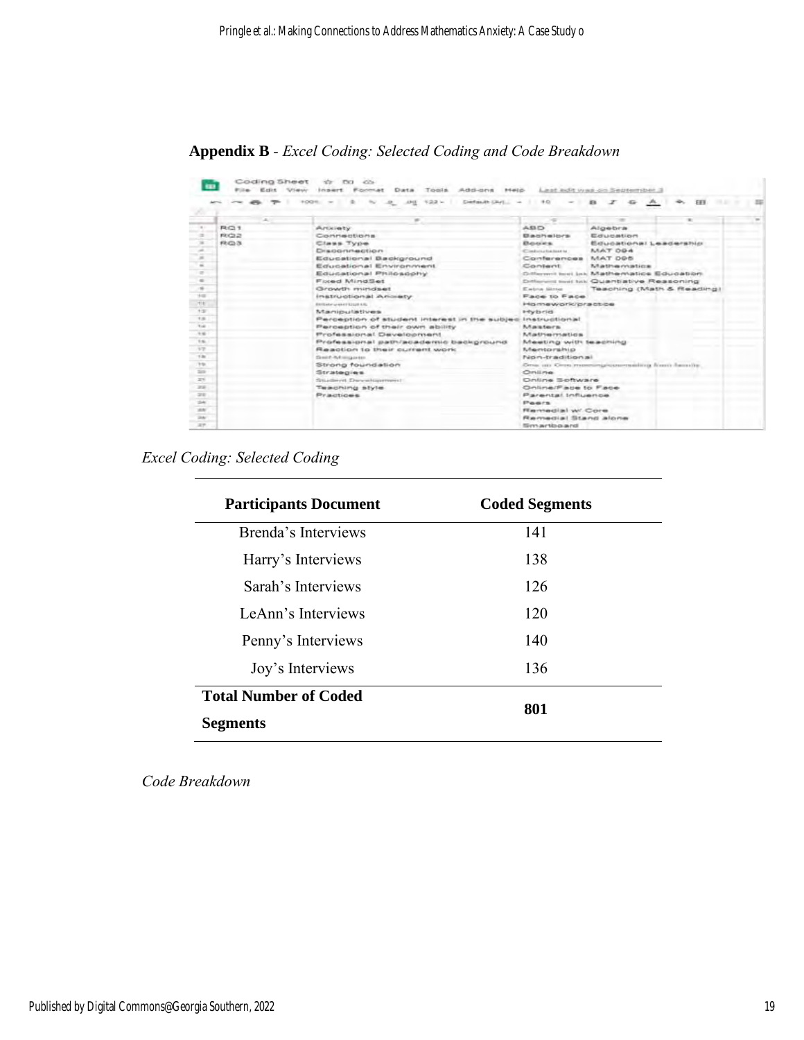**Appendix B** - *Excel Coding: Selected Coding and Code Breakdown*

| | A | B | C | D |
|---|---|---|---|---|
| 1 | RQ1 | Anxiety | ABD | Algebra |
| 2 | RQ2 | Connections | Bachelors | Education |
| 3 | RQ3 | Class Type | Books | Educational Leadership |
| 4 | | Disconnection | Calculators | MAT 094 |
| 5 | | Educational Background | Conferences | MAT 095 |
| 6 | | Educational Environment | Content | Mathematics |
| 7 | | Educational Philosophy | Different text bk | Mathematics Education |
| 8 | | Fixed MindSet | Different text bk | Quantitative Reasoning |
| 9 | | Growth mindset | Extra time | Teaching (Math & Reading) |
| 10 | | Instructional Anxiety | Face to Face | |
| 11 | | Interventions | Homework/practice | |
| 12 | | Manipulatives | Hybrid | |
| 13 | | Perception of student interest in the subjec | Instructional | |
| 14 | | Perception of their own ability | Masters | |
| 15 | | Professional Development | Mathematics | |
| 16 | | Professional path/academic background | Meeting with teaching | |
| 17 | | Reaction to their current work | Mentorship | |
| 18 | | Self-Mitigation | Non-traditional | |
| 19 | | Strong foundation | One on One meeting/counseling from faculty | |
| 20 | | Strategies | Online | |
| 21 | | Student Development | Online Software | |
| 22 | | Teaching style | Online/Face to Face | |
| 23 | | Practices | Parental Influence | |
| 24 | | | Peers | |
| 25 | | | Remedial w/ Core | |
| 26 | | | Remedial Stand alone | |
| 27 | | | Smartboard | |

*Excel Coding: Selected Coding*

| Participants Document | Coded Segments |
|---|---|
| Brenda's Interviews | 141 |
| Harry's Interviews | 138 |
| Sarah's Interviews | 126 |
| LeAnn's Interviews | 120 |
| Penny's Interviews | 140 |
| Joy's Interviews | 136 |
| **Total Number of Coded Segments** | **801** |

*Code Breakdown*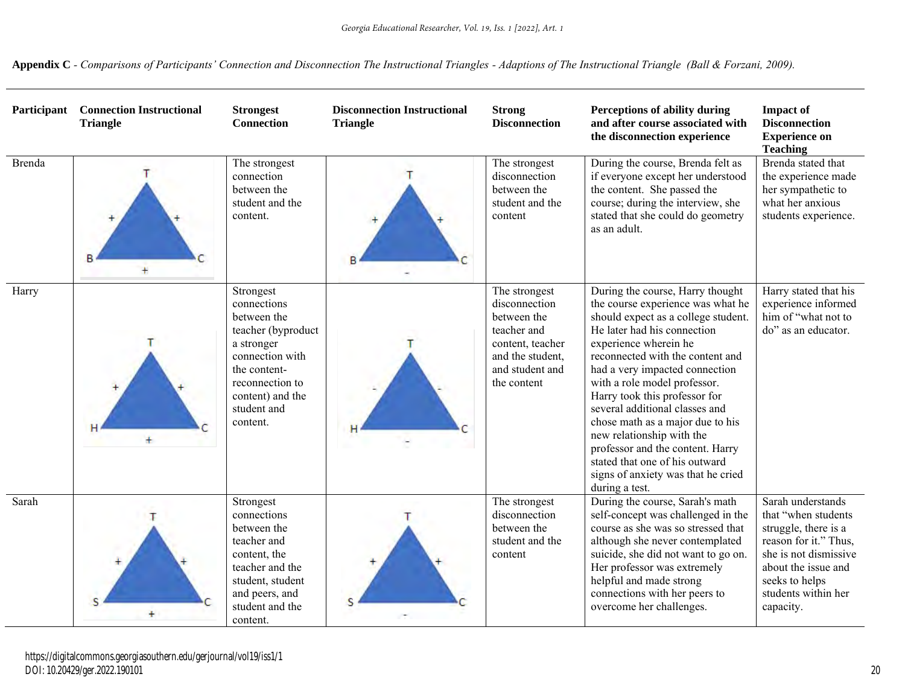**Appendix C** - *Comparisons of Participants' Connection and Disconnection The Instructional Triangles - Adaptions of The Instructional Triangle (Ball & Forzani, 2009).*

| Participant | Connection Instructional Triangle | Strongest Connection | Disconnection Instructional Triangle | Strong Disconnection | Perceptions of ability during and after course associated with the disconnection experience | Impact of Disconnection Experience on Teaching |
|---|---|---|---|---|---|---|
| Brenda | T; B; C; + (T–B), + (T–C), + (B–C) | The strongest connection between the student and the content. | T; B; C; + (T–B), + (T–C), - (B–C) | The strongest disconnection between the student and the content | During the course, Brenda felt as if everyone except her understood the content. She passed the course; during the interview, she stated that she could do geometry as an adult. | Brenda stated that the experience made her sympathetic to what her anxious students experience. |
| Harry | T; H; C; + (T–H), + (T–C), + (H–C) | Strongest connections between the teacher (byproduct a stronger connection with the content- reconnection to content) and the student and content. | T; H; C; - (T–H), - (T–C), - (H–C) | The strongest disconnection between the teacher and content, teacher and the student, and student and the content | During the course, Harry thought the course experience was what he should expect as a college student. He later had his connection experience wherein he reconnected with the content and had a very impacted connection with a role model professor. Harry took this professor for several additional classes and chose math as a major due to his new relationship with the professor and the content. Harry stated that one of his outward signs of anxiety was that he cried during a test. | Harry stated that his experience informed him of "what not to do" as an educator. |
| Sarah | T; S; C; + (T–S), + (T–C), + (S–C) | Strongest connections between the teacher and content, the teacher and the student, student and peers, and student and the content. | T; S; C; + (T–S), + (T–C), - (S–C) | The strongest disconnection between the student and the content | During the course, Sarah's math self-concept was challenged in the course as she was so stressed that although she never contemplated suicide, she did not want to go on. Her professor was extremely helpful and made strong connections with her peers to overcome her challenges. | Sarah understands that "when students struggle, there is a reason for it." Thus, she is not dismissive about the issue and seeks to helps students within her capacity. |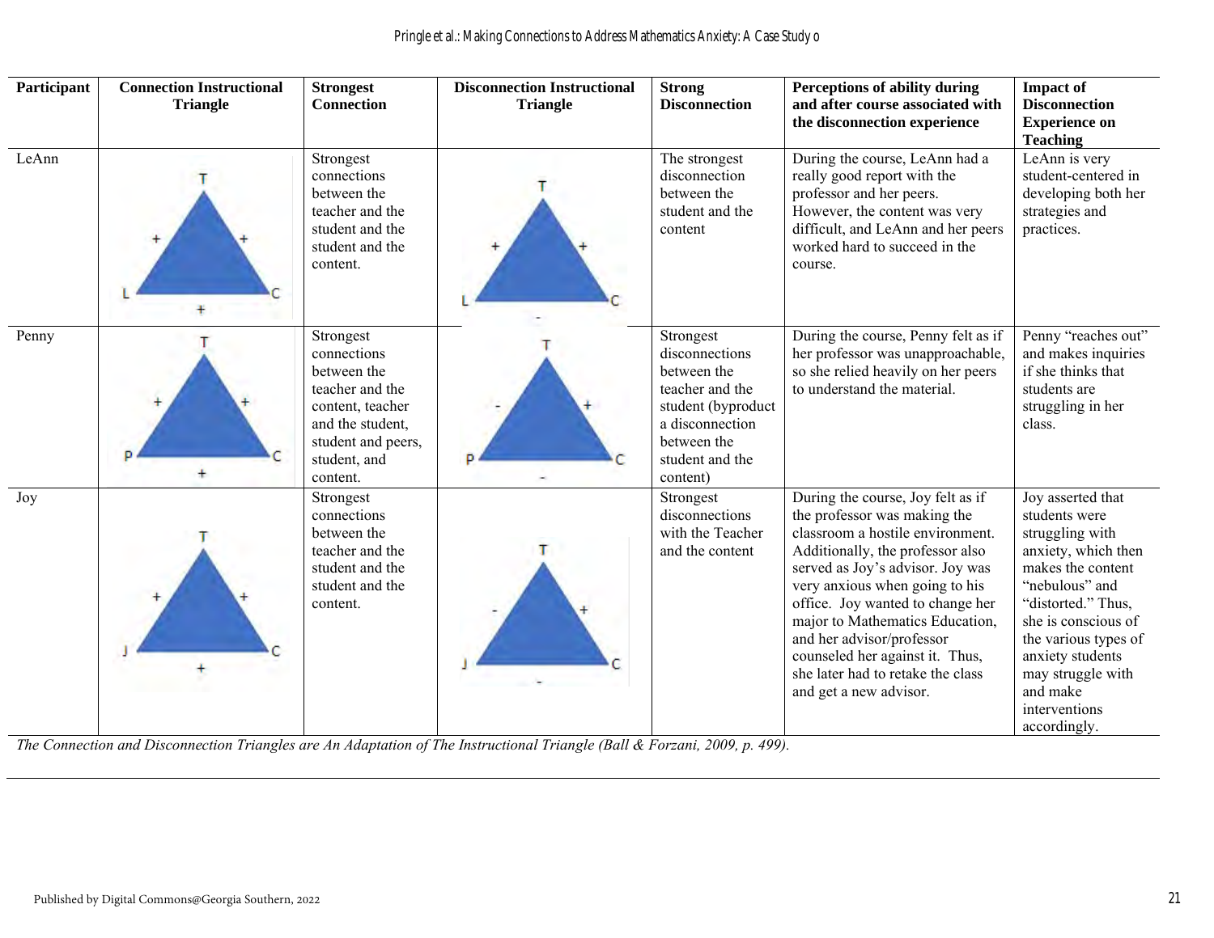| Participant | Connection Instructional Triangle | Strongest Connection | Disconnection Instructional Triangle | Strong Disconnection | Perceptions of ability during and after course associated with the disconnection experience | Impact of Disconnection Experience on Teaching |
|---|---|---|---|---|---|---|
| LeAnn | T, L, C; + + + | Strongest connections between the teacher and the student and the student and the content. | T, L, C; + + - | The strongest disconnection between the student and the content | During the course, LeAnn had a really good report with the professor and her peers. However, the content was very difficult, and LeAnn and her peers worked hard to succeed in the course. | LeAnn is very student-centered in developing both her strategies and practices. |
| Penny | T, P, C; + + + | Strongest connections between the teacher and the content, teacher and the student, student and peers, student, and content. | T, P, C; - + - | Strongest disconnections between the teacher and the student (byproduct a disconnection between the student and the content) | During the course, Penny felt as if her professor was unapproachable, so she relied heavily on her peers to understand the material. | Penny "reaches out" and makes inquiries if she thinks that students are struggling in her class. |
| Joy | T, J, C; + + + | Strongest connections between the teacher and the student and the student and the content. | T, J, C; - + - | Strongest disconnections with the Teacher and the content | During the course, Joy felt as if the professor was making the classroom a hostile environment. Additionally, the professor also served as Joy's advisor. Joy was very anxious when going to his office. Joy wanted to change her major to Mathematics Education, and her advisor/professor counseled her against it. Thus, she later had to retake the class and get a new advisor. | Joy asserted that students were struggling with anxiety, which then makes the content "nebulous" and "distorted." Thus, she is conscious of the various types of anxiety students may struggle with and make interventions accordingly. |

*The Connection and Disconnection Triangles are An Adaptation of The Instructional Triangle (Ball & Forzani, 2009, p. 499).*